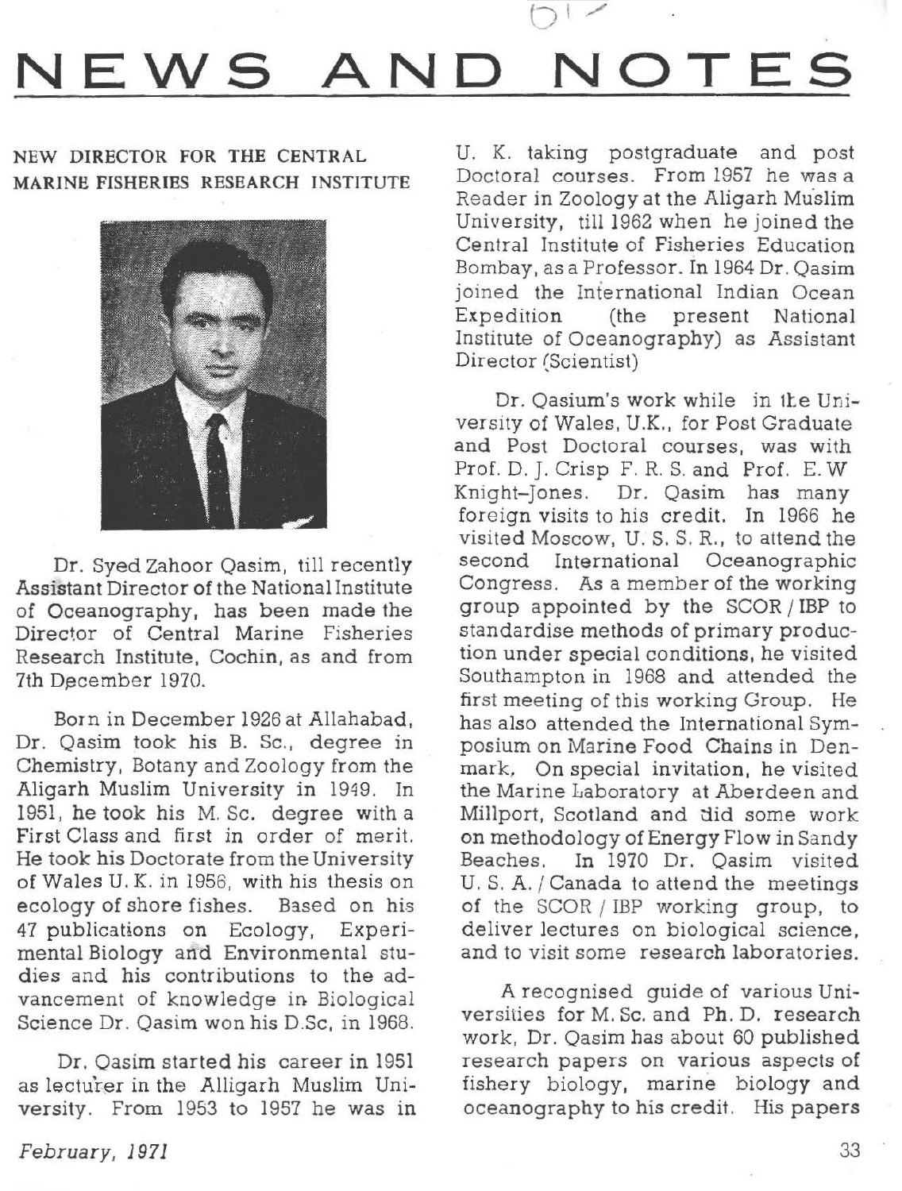# NEWS AND NOTES

## NEW DIRECTOR FOR THE CENTRAL MARINE FISHERIES RESEARCH INSTITUTE

Dr. Syed Zahoor Qasim, till recently Assistant Director of the National Institute of Oceanography, has been made the Director of Central Marine Fisheries Research Institute, Cochin, as and from 7th December 1970.

Born in December 1926 at Allahabad, Dr. Qasim took his B. Sc., degree in Chemistry, Botany and Zoology from the Aligarh Muslim University in 1949. In 1951, he took his M. Sc. degree with a First Class and first in order of merit. He took his Doctorate from the University of Wales U. K. in 1956, with his thesis on ecology of shore fishes. Based on his 47 publications on Ecology, Experimental Biology and Environmental studies and his contributions to the advancement of knowledge in Biological Science Dr. Qasim won his D.Sc, in 1968.

Dr. Qasim started his career in 1951 as lecturer in the Alligarh Muslim University. From 1953 to 1957 he was in U. K. taking postgraduate and post Doctoral courses. From 1957 he was a Reader in Zoology at the Aligarh Muslim University, till 1962 when he joined the Central Institute of Fisheries Education Bombay, as a Professor. In 1964 Dr. Qasim joined the International Indian Ocean Expedition (the present National Institute of Oceanography) as Assistant Director (Scientist)

Dr. Qasium's work while in the University of Wales, U.K., for Post Graduate and Post Doctoral courses, was with Prof. D. J. Crisp F. R. S. and Prof. E. W Knight-Jones. Dr. Qasim has many foreign visits to his credit. In 1966 he visited Moscow, U. S. S. R., to attend the second International Oceanographic Congress. As a member of the working group appointed by the SCOR / IBP to standardise methods of primary production under special conditions, he visited Southampton in 1968 and attended the first meeting of this working Group. He has also attended the International Symposium on Marine Food Chains in Denmark. On special invitation, he visited the Marine Laboratory at Aberdeen and Millport, Scotland and did some work on methodology of Energy Flow in Sandy Beaches. In 1970 Dr. Qasim visited U. S. A. / Canada to attend the meetings of the SCOR / IBP working group, to deliver lectures on biological science, and to visit some research laboratories.

A recognised guide of various Universities for M. Sc. and Ph. D. research work, Dr. Qasim has about 60 published research papers on various aspects of fishery biology, marine biology and oceanography to his credit. His papers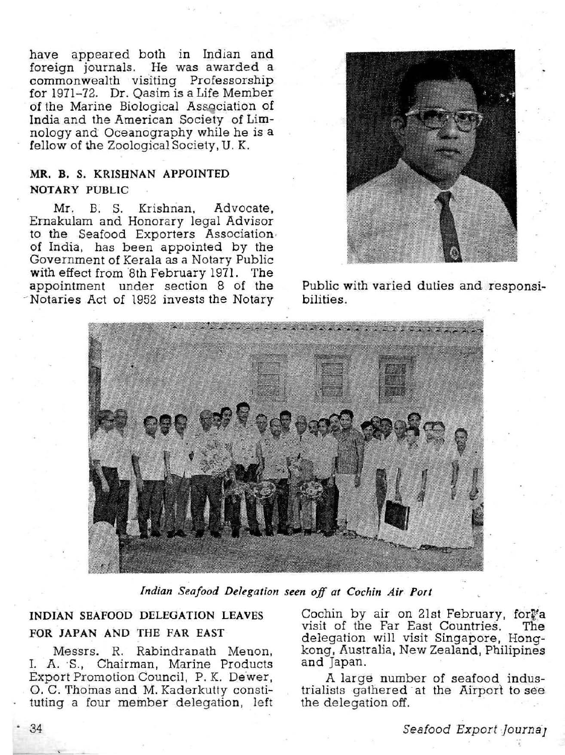have appeared both in Indian and foreign journals. He was awarded a commonwealth visiting Professorship for 1971-72. Dr. Qasim is a Life Member of the Marine Biological Association of India and the American Society of Limnology and Oceanography while he is a fellow of the Zoological Society, U. K.

### MR. B. S. KRISHNAN APPOINTED NOTARY PUBLIC

Mr. B. S. Krishnan, Advocate, Ernakulam and Honorary legal Advisor to the Seafood Exporters Association of India, has been appointed by the Government of Kerala as a Notary Public with effect from 8th February 1971. The appointment under section 8 of the Notaries Act of 1952 invests the Notary Public with varied duties and responsibilities.

*Indian Seafood Delegation seen off at Cochin Air Port*

### INDIAN SEAFOOD DELEGATION LEAVES FOR JAPAN AND THE FAR EAST

Messrs. R. Rabindranath Menon, I. A. S., Chairman, Marine Products Export Promotion Council, P. K. Dewer, O. C. Thomas and M. Kaderkutty constituting a four member delegation, left Cochin by air on 21st February, for a visit of the Far East Countries. The delegation will visit Singapore, Hongkong, Australia, New Zealand, Philipines and Japan.

A large number of seafood industrialists gathered at the Airport to see the delegation off.